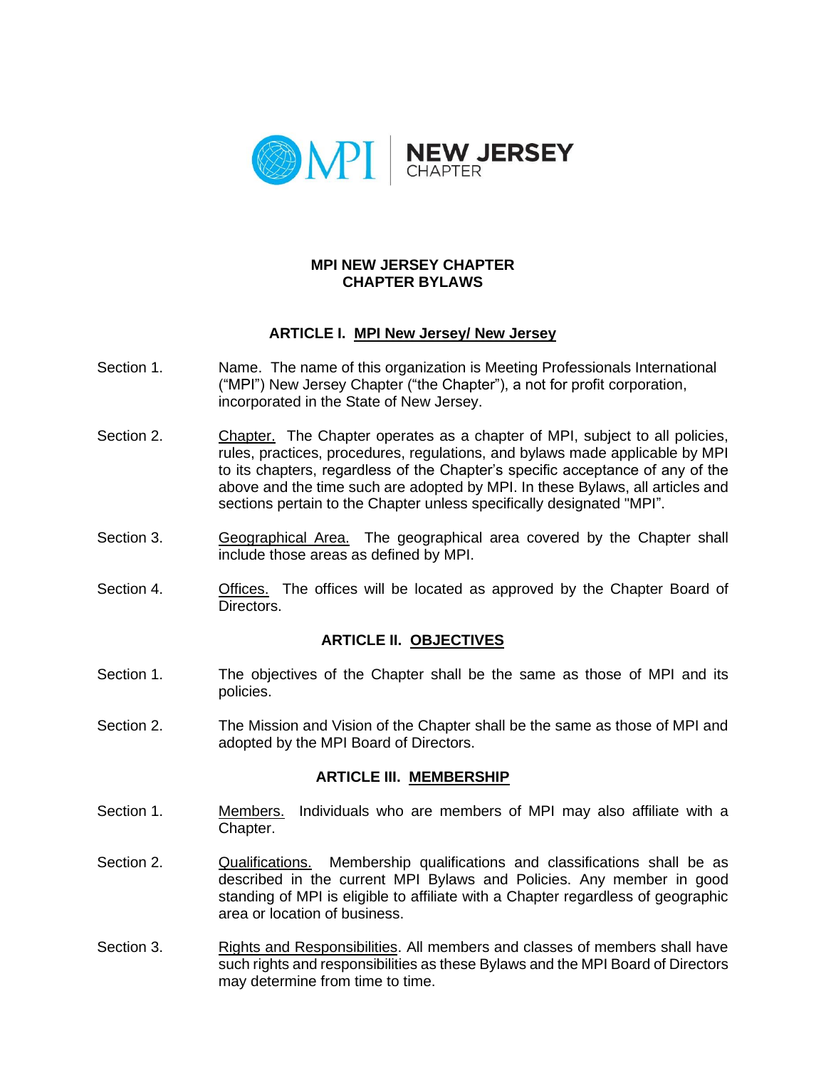# MPI NEW JERSEY CHAPTER
# CHAPTER BYLAWS

## ARTICLE I. MPI New Jersey/ New Jersey

Section 1. Name. The name of this organization is Meeting Professionals International ("MPI") New Jersey Chapter ("the Chapter"), a not for profit corporation, incorporated in the State of New Jersey.

Section 2. Chapter. The Chapter operates as a chapter of MPI, subject to all policies, rules, practices, procedures, regulations, and bylaws made applicable by MPI to its chapters, regardless of the Chapter's specific acceptance of any of the above and the time such are adopted by MPI. In these Bylaws, all articles and sections pertain to the Chapter unless specifically designated "MPI".

Section 3. Geographical Area. The geographical area covered by the Chapter shall include those areas as defined by MPI.

Section 4. Offices. The offices will be located as approved by the Chapter Board of Directors.

## ARTICLE II. OBJECTIVES

Section 1. The objectives of the Chapter shall be the same as those of MPI and its policies.

Section 2. The Mission and Vision of the Chapter shall be the same as those of MPI and adopted by the MPI Board of Directors.

## ARTICLE III. MEMBERSHIP

Section 1. Members. Individuals who are members of MPI may also affiliate with a Chapter.

Section 2. Qualifications. Membership qualifications and classifications shall be as described in the current MPI Bylaws and Policies. Any member in good standing of MPI is eligible to affiliate with a Chapter regardless of geographic area or location of business.

Section 3. Rights and Responsibilities. All members and classes of members shall have such rights and responsibilities as these Bylaws and the MPI Board of Directors may determine from time to time.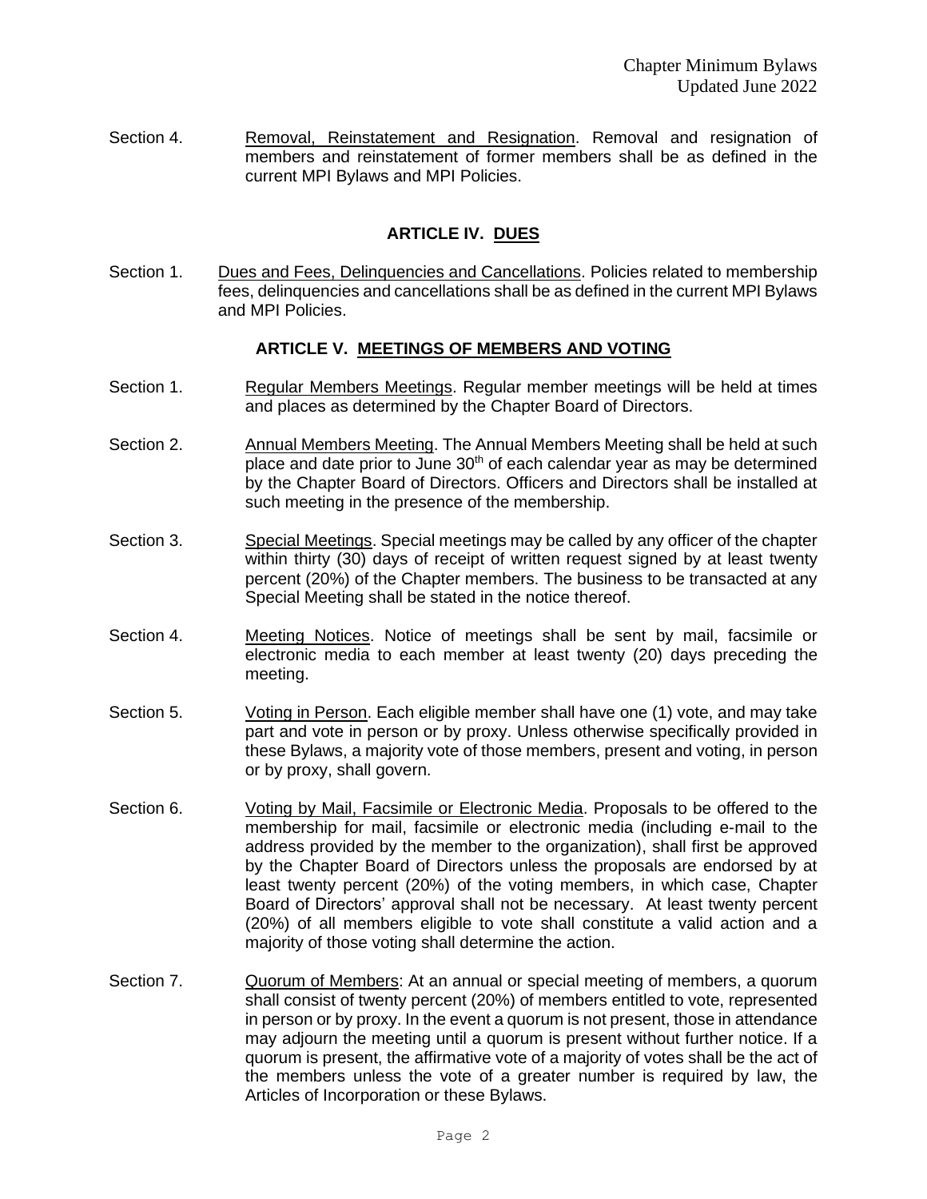Section 4. Removal, Reinstatement and Resignation. Removal and resignation of members and reinstatement of former members shall be as defined in the current MPI Bylaws and MPI Policies.

## ARTICLE IV. DUES

Section 1. Dues and Fees, Delinquencies and Cancellations. Policies related to membership fees, delinquencies and cancellations shall be as defined in the current MPI Bylaws and MPI Policies.

## ARTICLE V. MEETINGS OF MEMBERS AND VOTING

Section 1. Regular Members Meetings. Regular member meetings will be held at times and places as determined by the Chapter Board of Directors.

Section 2. Annual Members Meeting. The Annual Members Meeting shall be held at such place and date prior to June 30th of each calendar year as may be determined by the Chapter Board of Directors. Officers and Directors shall be installed at such meeting in the presence of the membership.

Section 3. Special Meetings. Special meetings may be called by any officer of the chapter within thirty (30) days of receipt of written request signed by at least twenty percent (20%) of the Chapter members. The business to be transacted at any Special Meeting shall be stated in the notice thereof.

Section 4. Meeting Notices. Notice of meetings shall be sent by mail, facsimile or electronic media to each member at least twenty (20) days preceding the meeting.

Section 5. Voting in Person. Each eligible member shall have one (1) vote, and may take part and vote in person or by proxy. Unless otherwise specifically provided in these Bylaws, a majority vote of those members, present and voting, in person or by proxy, shall govern.

Section 6. Voting by Mail, Facsimile or Electronic Media. Proposals to be offered to the membership for mail, facsimile or electronic media (including e-mail to the address provided by the member to the organization), shall first be approved by the Chapter Board of Directors unless the proposals are endorsed by at least twenty percent (20%) of the voting members, in which case, Chapter Board of Directors' approval shall not be necessary. At least twenty percent (20%) of all members eligible to vote shall constitute a valid action and a majority of those voting shall determine the action.

Section 7. Quorum of Members: At an annual or special meeting of members, a quorum shall consist of twenty percent (20%) of members entitled to vote, represented in person or by proxy. In the event a quorum is not present, those in attendance may adjourn the meeting until a quorum is present without further notice. If a quorum is present, the affirmative vote of a majority of votes shall be the act of the members unless the vote of a greater number is required by law, the Articles of Incorporation or these Bylaws.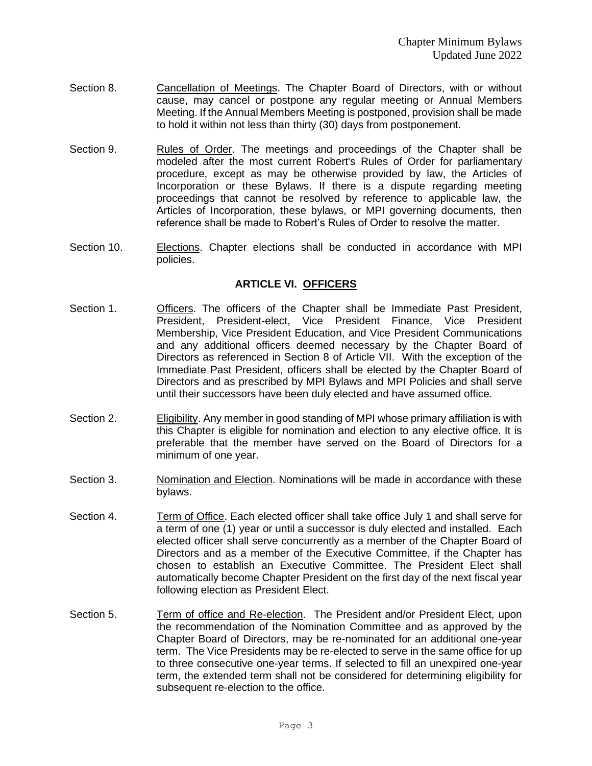Section 8. Cancellation of Meetings. The Chapter Board of Directors, with or without cause, may cancel or postpone any regular meeting or Annual Members Meeting. If the Annual Members Meeting is postponed, provision shall be made to hold it within not less than thirty (30) days from postponement.

Section 9. Rules of Order. The meetings and proceedings of the Chapter shall be modeled after the most current Robert's Rules of Order for parliamentary procedure, except as may be otherwise provided by law, the Articles of Incorporation or these Bylaws. If there is a dispute regarding meeting proceedings that cannot be resolved by reference to applicable law, the Articles of Incorporation, these bylaws, or MPI governing documents, then reference shall be made to Robert's Rules of Order to resolve the matter.

Section 10. Elections. Chapter elections shall be conducted in accordance with MPI policies.

## ARTICLE VI. OFFICERS

Section 1. Officers. The officers of the Chapter shall be Immediate Past President, President, President-elect, Vice President Finance, Vice President Membership, Vice President Education, and Vice President Communications and any additional officers deemed necessary by the Chapter Board of Directors as referenced in Section 8 of Article VII. With the exception of the Immediate Past President, officers shall be elected by the Chapter Board of Directors and as prescribed by MPI Bylaws and MPI Policies and shall serve until their successors have been duly elected and have assumed office.

Section 2. Eligibility. Any member in good standing of MPI whose primary affiliation is with this Chapter is eligible for nomination and election to any elective office. It is preferable that the member have served on the Board of Directors for a minimum of one year.

Section 3. Nomination and Election. Nominations will be made in accordance with these bylaws.

Section 4. Term of Office. Each elected officer shall take office July 1 and shall serve for a term of one (1) year or until a successor is duly elected and installed. Each elected officer shall serve concurrently as a member of the Chapter Board of Directors and as a member of the Executive Committee, if the Chapter has chosen to establish an Executive Committee. The President Elect shall automatically become Chapter President on the first day of the next fiscal year following election as President Elect.

Section 5. Term of office and Re-election. The President and/or President Elect, upon the recommendation of the Nomination Committee and as approved by the Chapter Board of Directors, may be re-nominated for an additional one-year term. The Vice Presidents may be re-elected to serve in the same office for up to three consecutive one-year terms. If selected to fill an unexpired one-year term, the extended term shall not be considered for determining eligibility for subsequent re-election to the office.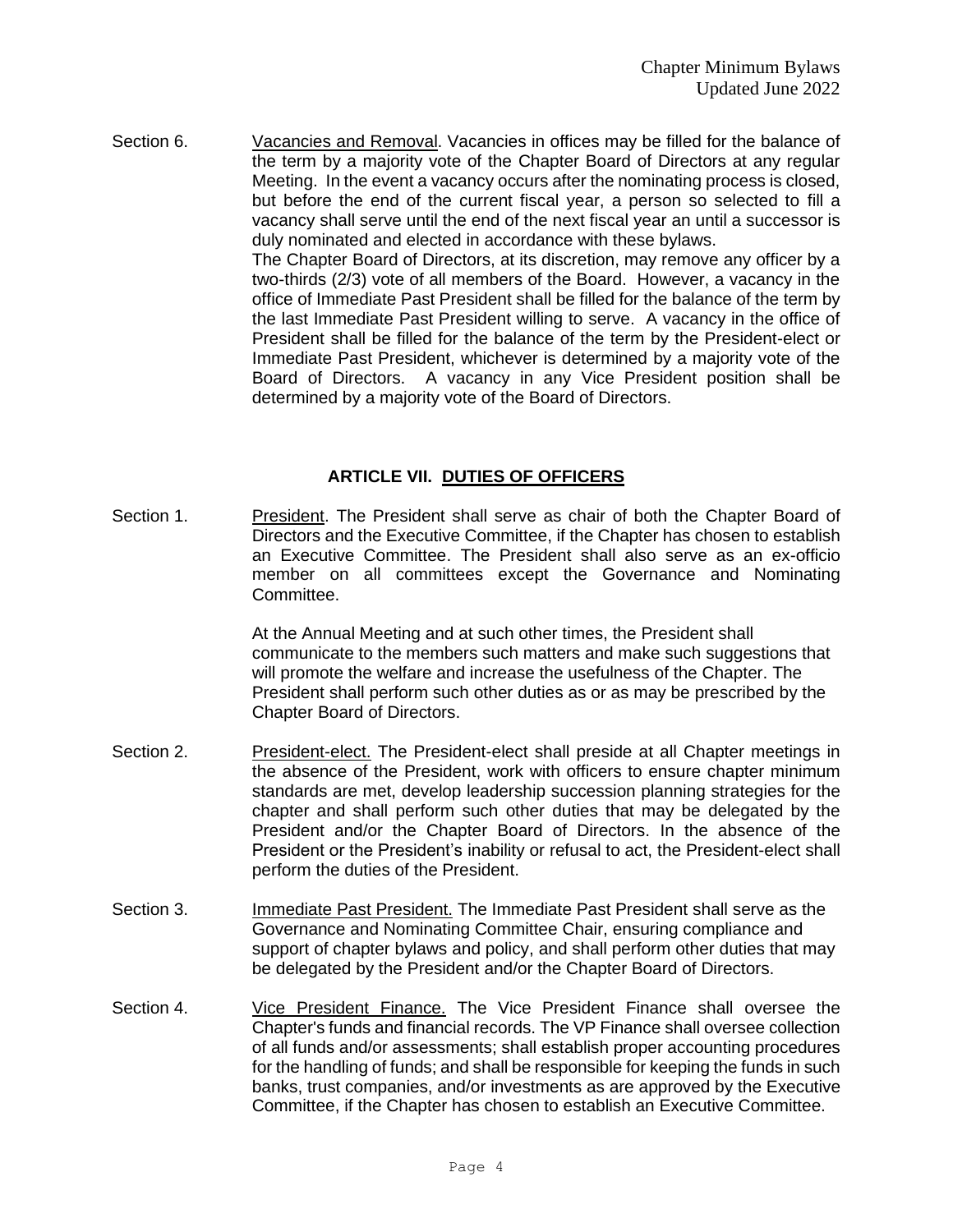Section 6. Vacancies and Removal. Vacancies in offices may be filled for the balance of the term by a majority vote of the Chapter Board of Directors at any regular Meeting. In the event a vacancy occurs after the nominating process is closed, but before the end of the current fiscal year, a person so selected to fill a vacancy shall serve until the end of the next fiscal year an until a successor is duly nominated and elected in accordance with these bylaws.

The Chapter Board of Directors, at its discretion, may remove any officer by a two-thirds (2/3) vote of all members of the Board. However, a vacancy in the office of Immediate Past President shall be filled for the balance of the term by the last Immediate Past President willing to serve. A vacancy in the office of President shall be filled for the balance of the term by the President-elect or Immediate Past President, whichever is determined by a majority vote of the Board of Directors. A vacancy in any Vice President position shall be determined by a majority vote of the Board of Directors.

## ARTICLE VII. DUTIES OF OFFICERS

Section 1. President. The President shall serve as chair of both the Chapter Board of Directors and the Executive Committee, if the Chapter has chosen to establish an Executive Committee. The President shall also serve as an ex-officio member on all committees except the Governance and Nominating Committee.

At the Annual Meeting and at such other times, the President shall communicate to the members such matters and make such suggestions that will promote the welfare and increase the usefulness of the Chapter. The President shall perform such other duties as or as may be prescribed by the Chapter Board of Directors.

Section 2. President-elect. The President-elect shall preside at all Chapter meetings in the absence of the President, work with officers to ensure chapter minimum standards are met, develop leadership succession planning strategies for the chapter and shall perform such other duties that may be delegated by the President and/or the Chapter Board of Directors. In the absence of the President or the President's inability or refusal to act, the President-elect shall perform the duties of the President.

Section 3. Immediate Past President. The Immediate Past President shall serve as the Governance and Nominating Committee Chair, ensuring compliance and support of chapter bylaws and policy, and shall perform other duties that may be delegated by the President and/or the Chapter Board of Directors.

Section 4. Vice President Finance. The Vice President Finance shall oversee the Chapter's funds and financial records. The VP Finance shall oversee collection of all funds and/or assessments; shall establish proper accounting procedures for the handling of funds; and shall be responsible for keeping the funds in such banks, trust companies, and/or investments as are approved by the Executive Committee, if the Chapter has chosen to establish an Executive Committee.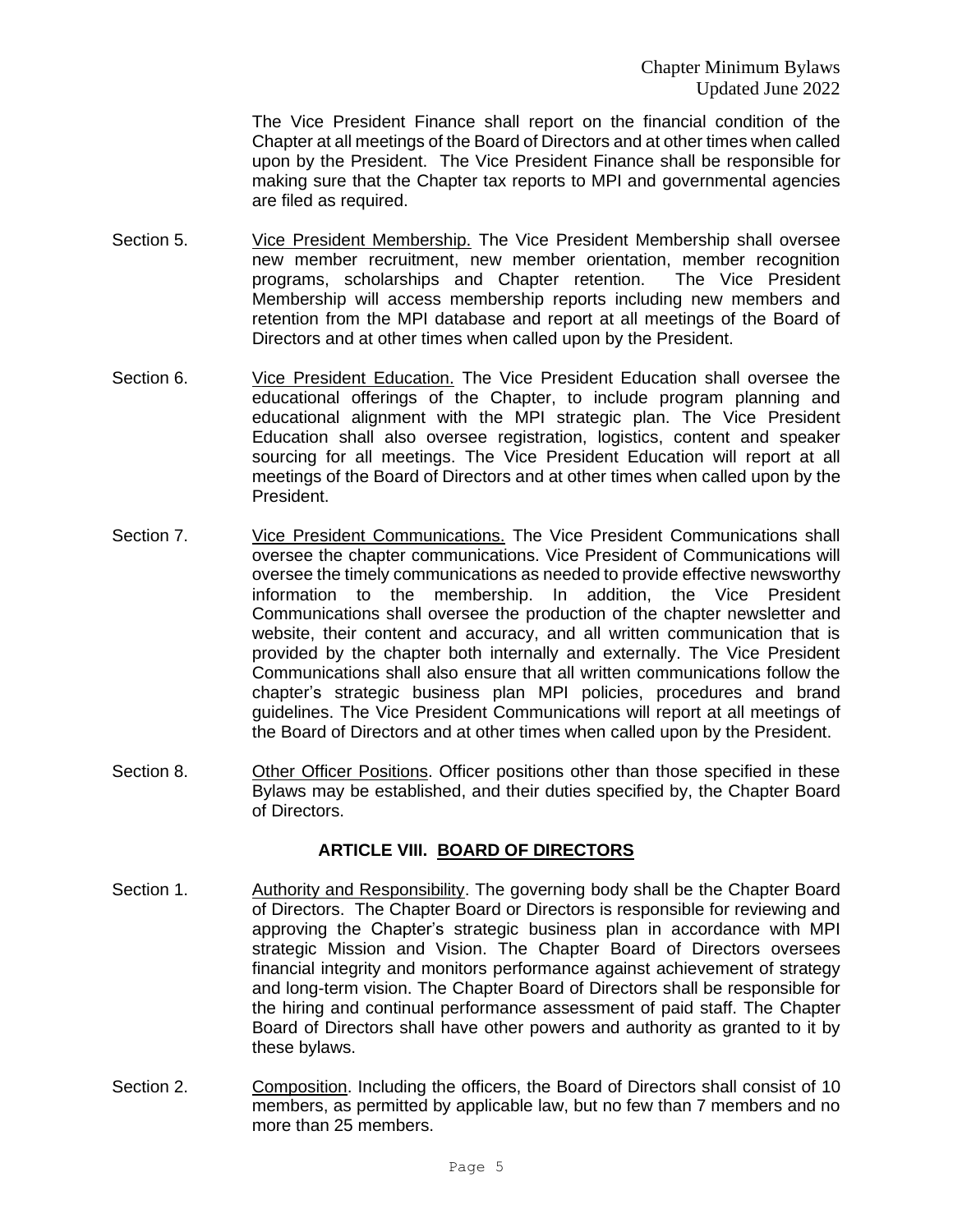The Vice President Finance shall report on the financial condition of the Chapter at all meetings of the Board of Directors and at other times when called upon by the President. The Vice President Finance shall be responsible for making sure that the Chapter tax reports to MPI and governmental agencies are filed as required.

Section 5. Vice President Membership. The Vice President Membership shall oversee new member recruitment, new member orientation, member recognition programs, scholarships and Chapter retention. The Vice President Membership will access membership reports including new members and retention from the MPI database and report at all meetings of the Board of Directors and at other times when called upon by the President.

Section 6. Vice President Education. The Vice President Education shall oversee the educational offerings of the Chapter, to include program planning and educational alignment with the MPI strategic plan. The Vice President Education shall also oversee registration, logistics, content and speaker sourcing for all meetings. The Vice President Education will report at all meetings of the Board of Directors and at other times when called upon by the President.

Section 7. Vice President Communications. The Vice President Communications shall oversee the chapter communications. Vice President of Communications will oversee the timely communications as needed to provide effective newsworthy information to the membership. In addition, the Vice President Communications shall oversee the production of the chapter newsletter and website, their content and accuracy, and all written communication that is provided by the chapter both internally and externally. The Vice President Communications shall also ensure that all written communications follow the chapter's strategic business plan MPI policies, procedures and brand guidelines. The Vice President Communications will report at all meetings of the Board of Directors and at other times when called upon by the President.

Section 8. Other Officer Positions. Officer positions other than those specified in these Bylaws may be established, and their duties specified by, the Chapter Board of Directors.

## ARTICLE VIII. BOARD OF DIRECTORS

Section 1. Authority and Responsibility. The governing body shall be the Chapter Board of Directors. The Chapter Board or Directors is responsible for reviewing and approving the Chapter's strategic business plan in accordance with MPI strategic Mission and Vision. The Chapter Board of Directors oversees financial integrity and monitors performance against achievement of strategy and long-term vision. The Chapter Board of Directors shall be responsible for the hiring and continual performance assessment of paid staff. The Chapter Board of Directors shall have other powers and authority as granted to it by these bylaws.

Section 2. Composition. Including the officers, the Board of Directors shall consist of 10 members, as permitted by applicable law, but no few than 7 members and no more than 25 members.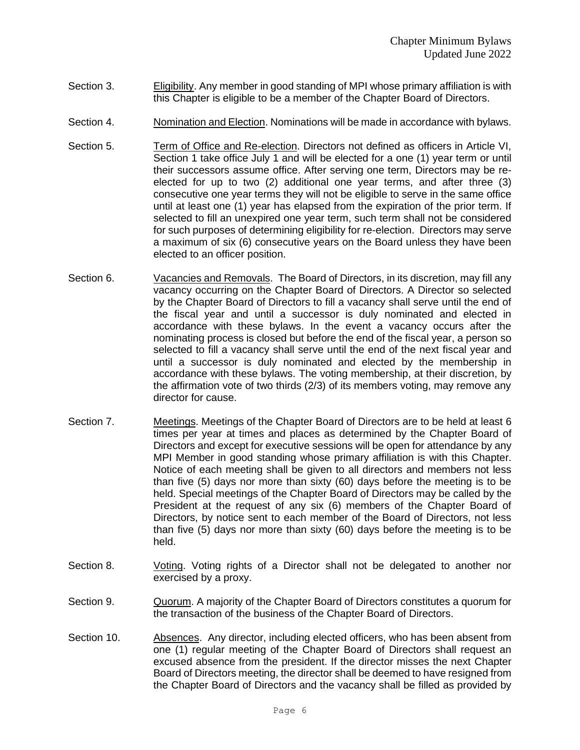Section 3. Eligibility. Any member in good standing of MPI whose primary affiliation is with this Chapter is eligible to be a member of the Chapter Board of Directors.

Section 4. Nomination and Election. Nominations will be made in accordance with bylaws.

Section 5. Term of Office and Re-election. Directors not defined as officers in Article VI, Section 1 take office July 1 and will be elected for a one (1) year term or until their successors assume office. After serving one term, Directors may be re-elected for up to two (2) additional one year terms, and after three (3) consecutive one year terms they will not be eligible to serve in the same office until at least one (1) year has elapsed from the expiration of the prior term. If selected to fill an unexpired one year term, such term shall not be considered for such purposes of determining eligibility for re-election. Directors may serve a maximum of six (6) consecutive years on the Board unless they have been elected to an officer position.

Section 6. Vacancies and Removals. The Board of Directors, in its discretion, may fill any vacancy occurring on the Chapter Board of Directors. A Director so selected by the Chapter Board of Directors to fill a vacancy shall serve until the end of the fiscal year and until a successor is duly nominated and elected in accordance with these bylaws. In the event a vacancy occurs after the nominating process is closed but before the end of the fiscal year, a person so selected to fill a vacancy shall serve until the end of the next fiscal year and until a successor is duly nominated and elected by the membership in accordance with these bylaws. The voting membership, at their discretion, by the affirmation vote of two thirds (2/3) of its members voting, may remove any director for cause.

Section 7. Meetings. Meetings of the Chapter Board of Directors are to be held at least 6 times per year at times and places as determined by the Chapter Board of Directors and except for executive sessions will be open for attendance by any MPI Member in good standing whose primary affiliation is with this Chapter. Notice of each meeting shall be given to all directors and members not less than five (5) days nor more than sixty (60) days before the meeting is to be held. Special meetings of the Chapter Board of Directors may be called by the President at the request of any six (6) members of the Chapter Board of Directors, by notice sent to each member of the Board of Directors, not less than five (5) days nor more than sixty (60) days before the meeting is to be held.

Section 8. Voting. Voting rights of a Director shall not be delegated to another nor exercised by a proxy.

Section 9. Quorum. A majority of the Chapter Board of Directors constitutes a quorum for the transaction of the business of the Chapter Board of Directors.

Section 10. Absences. Any director, including elected officers, who has been absent from one (1) regular meeting of the Chapter Board of Directors shall request an excused absence from the president. If the director misses the next Chapter Board of Directors meeting, the director shall be deemed to have resigned from the Chapter Board of Directors and the vacancy shall be filled as provided by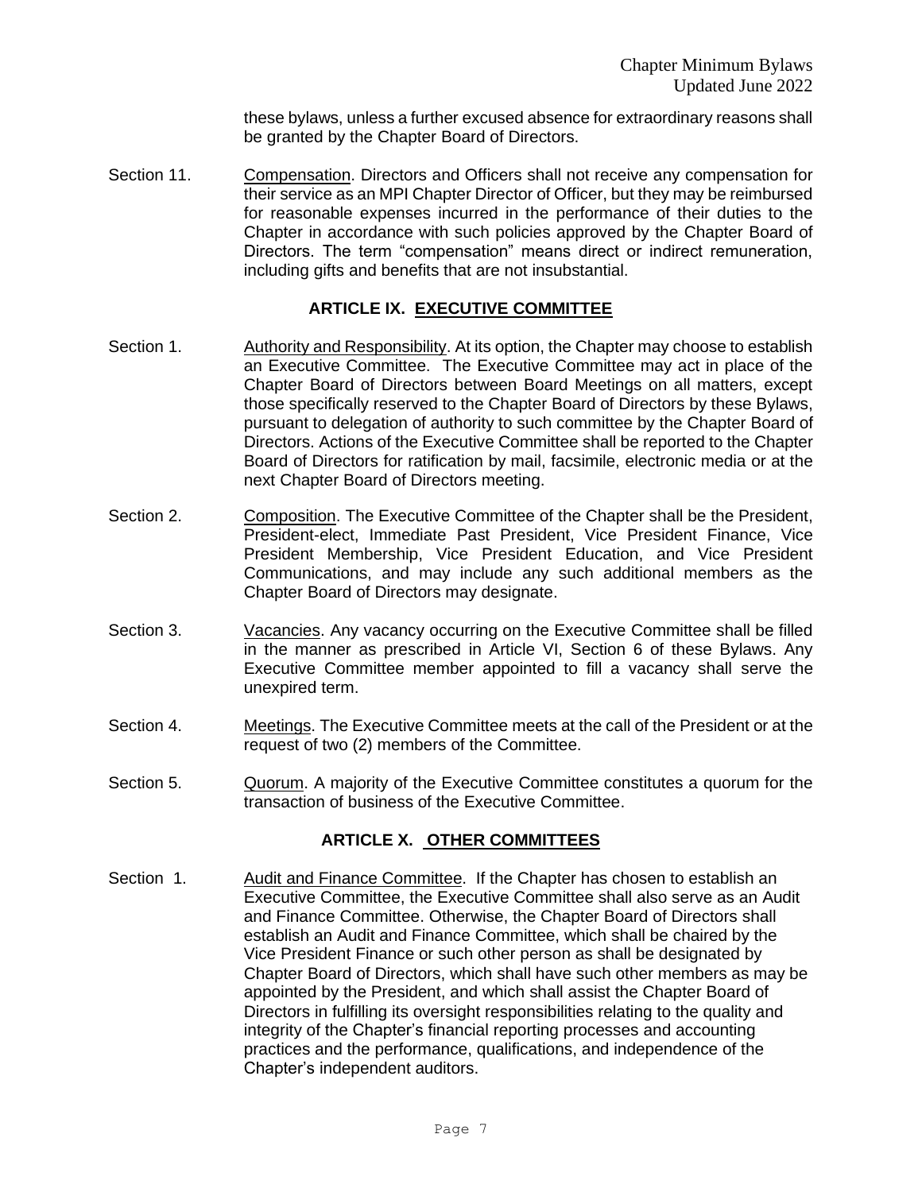these bylaws, unless a further excused absence for extraordinary reasons shall be granted by the Chapter Board of Directors.

Section 11. Compensation. Directors and Officers shall not receive any compensation for their service as an MPI Chapter Director of Officer, but they may be reimbursed for reasonable expenses incurred in the performance of their duties to the Chapter in accordance with such policies approved by the Chapter Board of Directors. The term "compensation" means direct or indirect remuneration, including gifts and benefits that are not insubstantial.

## ARTICLE IX. EXECUTIVE COMMITTEE

Section 1. Authority and Responsibility. At its option, the Chapter may choose to establish an Executive Committee. The Executive Committee may act in place of the Chapter Board of Directors between Board Meetings on all matters, except those specifically reserved to the Chapter Board of Directors by these Bylaws, pursuant to delegation of authority to such committee by the Chapter Board of Directors. Actions of the Executive Committee shall be reported to the Chapter Board of Directors for ratification by mail, facsimile, electronic media or at the next Chapter Board of Directors meeting.

Section 2. Composition. The Executive Committee of the Chapter shall be the President, President-elect, Immediate Past President, Vice President Finance, Vice President Membership, Vice President Education, and Vice President Communications, and may include any such additional members as the Chapter Board of Directors may designate.

Section 3. Vacancies. Any vacancy occurring on the Executive Committee shall be filled in the manner as prescribed in Article VI, Section 6 of these Bylaws. Any Executive Committee member appointed to fill a vacancy shall serve the unexpired term.

Section 4. Meetings. The Executive Committee meets at the call of the President or at the request of two (2) members of the Committee.

Section 5. Quorum. A majority of the Executive Committee constitutes a quorum for the transaction of business of the Executive Committee.

## ARTICLE X. OTHER COMMITTEES

Section 1. Audit and Finance Committee. If the Chapter has chosen to establish an Executive Committee, the Executive Committee shall also serve as an Audit and Finance Committee. Otherwise, the Chapter Board of Directors shall establish an Audit and Finance Committee, which shall be chaired by the Vice President Finance or such other person as shall be designated by Chapter Board of Directors, which shall have such other members as may be appointed by the President, and which shall assist the Chapter Board of Directors in fulfilling its oversight responsibilities relating to the quality and integrity of the Chapter's financial reporting processes and accounting practices and the performance, qualifications, and independence of the Chapter's independent auditors.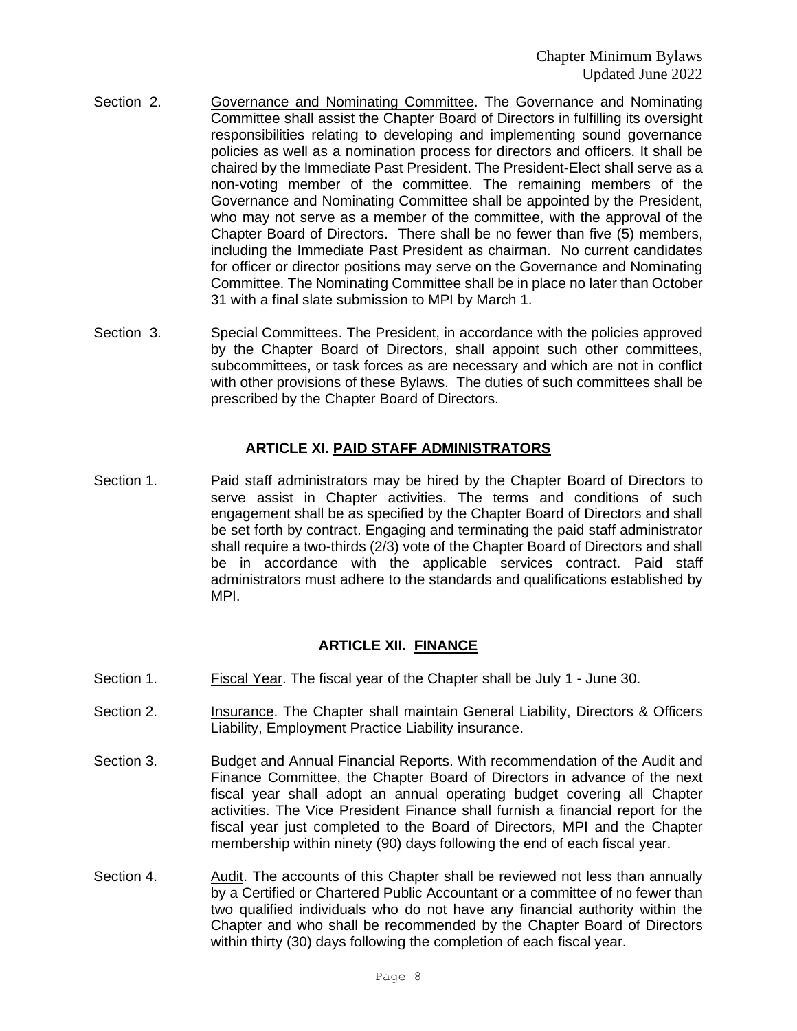Section 2. Governance and Nominating Committee. The Governance and Nominating Committee shall assist the Chapter Board of Directors in fulfilling its oversight responsibilities relating to developing and implementing sound governance policies as well as a nomination process for directors and officers. It shall be chaired by the Immediate Past President. The President-Elect shall serve as a non-voting member of the committee. The remaining members of the Governance and Nominating Committee shall be appointed by the President, who may not serve as a member of the committee, with the approval of the Chapter Board of Directors. There shall be no fewer than five (5) members, including the Immediate Past President as chairman. No current candidates for officer or director positions may serve on the Governance and Nominating Committee. The Nominating Committee shall be in place no later than October 31 with a final slate submission to MPI by March 1.

Section 3. Special Committees. The President, in accordance with the policies approved by the Chapter Board of Directors, shall appoint such other committees, subcommittees, or task forces as are necessary and which are not in conflict with other provisions of these Bylaws. The duties of such committees shall be prescribed by the Chapter Board of Directors.

## ARTICLE XI. PAID STAFF ADMINISTRATORS

Section 1. Paid staff administrators may be hired by the Chapter Board of Directors to serve assist in Chapter activities. The terms and conditions of such engagement shall be as specified by the Chapter Board of Directors and shall be set forth by contract. Engaging and terminating the paid staff administrator shall require a two-thirds (2/3) vote of the Chapter Board of Directors and shall be in accordance with the applicable services contract. Paid staff administrators must adhere to the standards and qualifications established by MPI.

## ARTICLE XII. FINANCE

Section 1. Fiscal Year. The fiscal year of the Chapter shall be July 1 - June 30.

Section 2. Insurance. The Chapter shall maintain General Liability, Directors & Officers Liability, Employment Practice Liability insurance.

Section 3. Budget and Annual Financial Reports. With recommendation of the Audit and Finance Committee, the Chapter Board of Directors in advance of the next fiscal year shall adopt an annual operating budget covering all Chapter activities. The Vice President Finance shall furnish a financial report for the fiscal year just completed to the Board of Directors, MPI and the Chapter membership within ninety (90) days following the end of each fiscal year.

Section 4. Audit. The accounts of this Chapter shall be reviewed not less than annually by a Certified or Chartered Public Accountant or a committee of no fewer than two qualified individuals who do not have any financial authority within the Chapter and who shall be recommended by the Chapter Board of Directors within thirty (30) days following the completion of each fiscal year.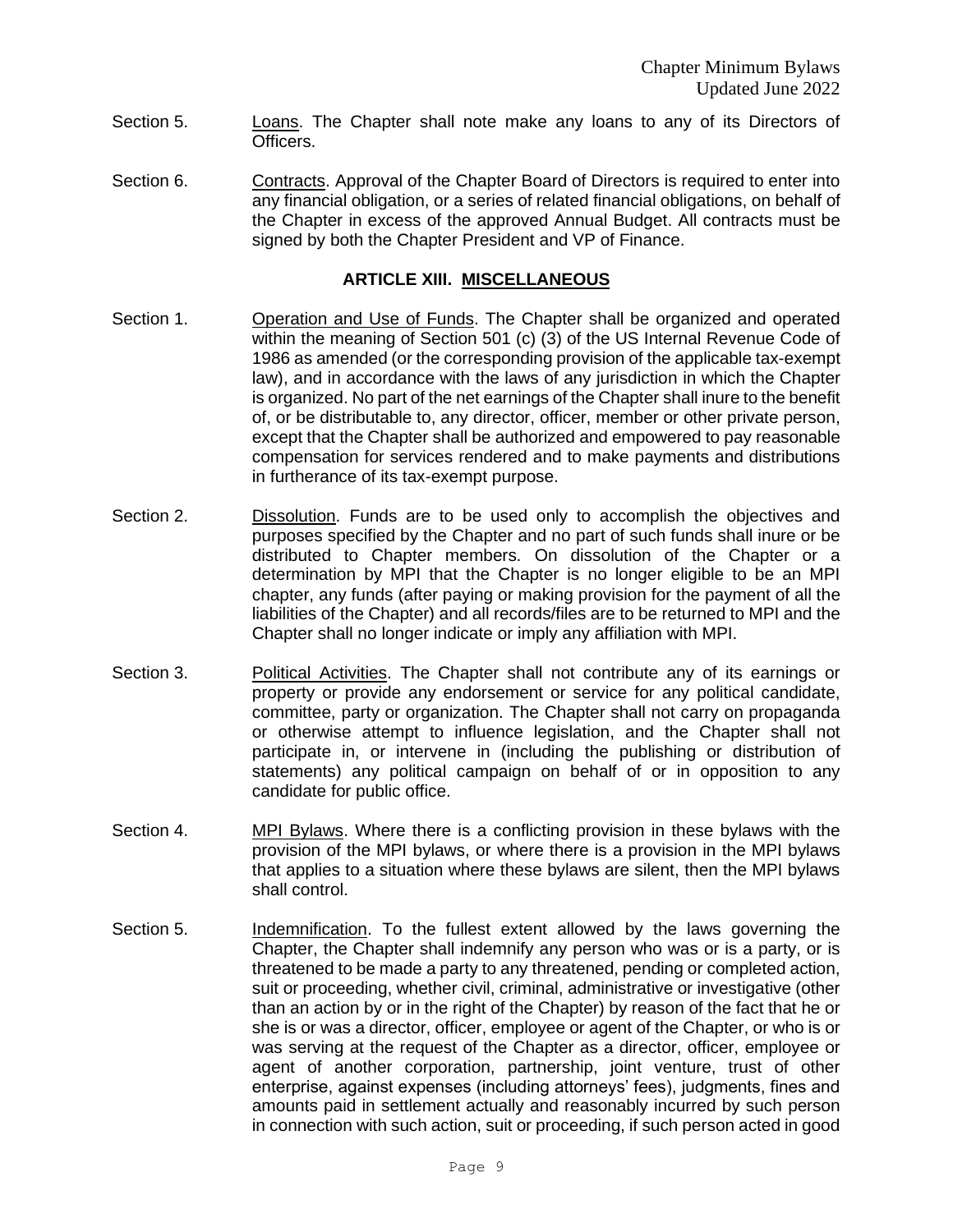Section 5. Loans. The Chapter shall note make any loans to any of its Directors of Officers.

Section 6. Contracts. Approval of the Chapter Board of Directors is required to enter into any financial obligation, or a series of related financial obligations, on behalf of the Chapter in excess of the approved Annual Budget. All contracts must be signed by both the Chapter President and VP of Finance.

## ARTICLE XIII. MISCELLANEOUS

Section 1. Operation and Use of Funds. The Chapter shall be organized and operated within the meaning of Section 501 (c) (3) of the US Internal Revenue Code of 1986 as amended (or the corresponding provision of the applicable tax-exempt law), and in accordance with the laws of any jurisdiction in which the Chapter is organized. No part of the net earnings of the Chapter shall inure to the benefit of, or be distributable to, any director, officer, member or other private person, except that the Chapter shall be authorized and empowered to pay reasonable compensation for services rendered and to make payments and distributions in furtherance of its tax-exempt purpose.

Section 2. Dissolution. Funds are to be used only to accomplish the objectives and purposes specified by the Chapter and no part of such funds shall inure or be distributed to Chapter members. On dissolution of the Chapter or a determination by MPI that the Chapter is no longer eligible to be an MPI chapter, any funds (after paying or making provision for the payment of all the liabilities of the Chapter) and all records/files are to be returned to MPI and the Chapter shall no longer indicate or imply any affiliation with MPI.

Section 3. Political Activities. The Chapter shall not contribute any of its earnings or property or provide any endorsement or service for any political candidate, committee, party or organization. The Chapter shall not carry on propaganda or otherwise attempt to influence legislation, and the Chapter shall not participate in, or intervene in (including the publishing or distribution of statements) any political campaign on behalf of or in opposition to any candidate for public office.

Section 4. MPI Bylaws. Where there is a conflicting provision in these bylaws with the provision of the MPI bylaws, or where there is a provision in the MPI bylaws that applies to a situation where these bylaws are silent, then the MPI bylaws shall control.

Section 5. Indemnification. To the fullest extent allowed by the laws governing the Chapter, the Chapter shall indemnify any person who was or is a party, or is threatened to be made a party to any threatened, pending or completed action, suit or proceeding, whether civil, criminal, administrative or investigative (other than an action by or in the right of the Chapter) by reason of the fact that he or she is or was a director, officer, employee or agent of the Chapter, or who is or was serving at the request of the Chapter as a director, officer, employee or agent of another corporation, partnership, joint venture, trust of other enterprise, against expenses (including attorneys' fees), judgments, fines and amounts paid in settlement actually and reasonably incurred by such person in connection with such action, suit or proceeding, if such person acted in good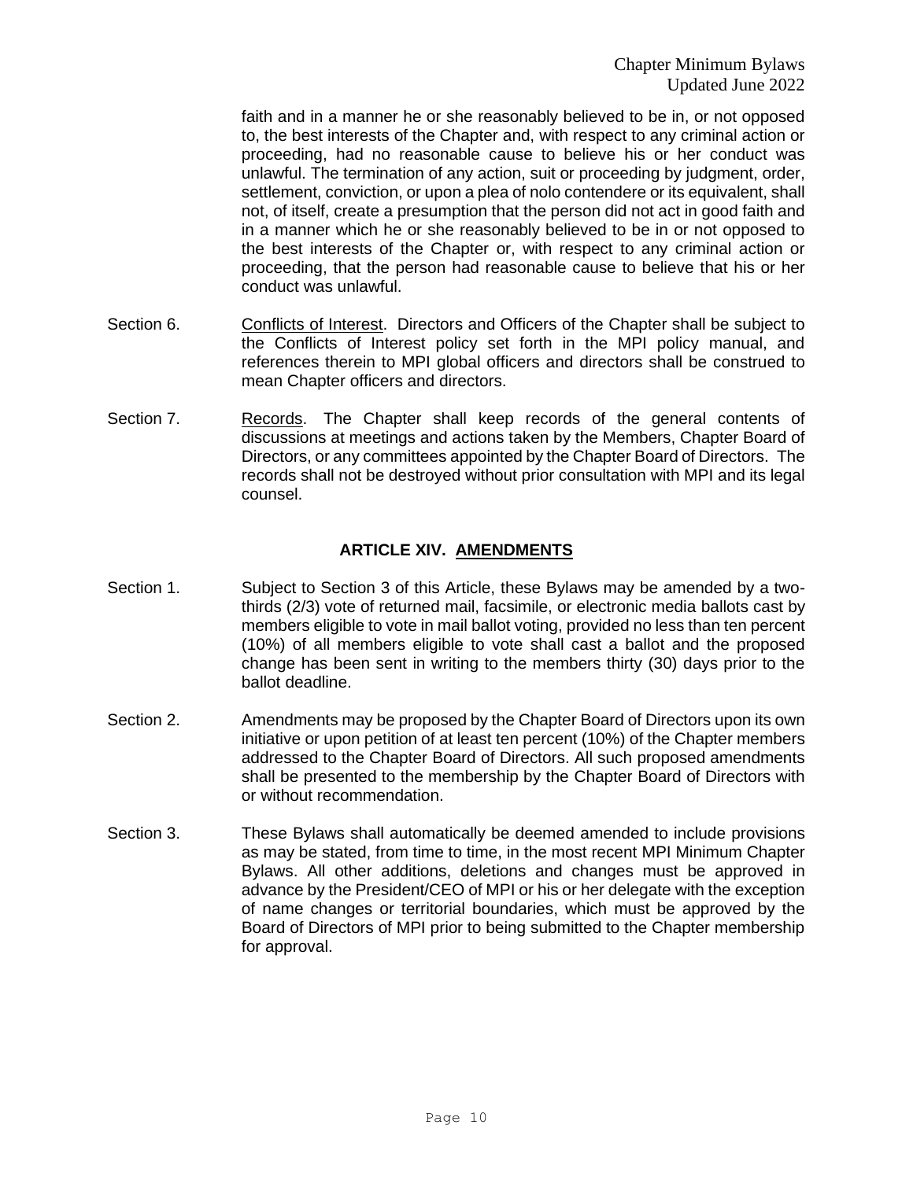faith and in a manner he or she reasonably believed to be in, or not opposed to, the best interests of the Chapter and, with respect to any criminal action or proceeding, had no reasonable cause to believe his or her conduct was unlawful. The termination of any action, suit or proceeding by judgment, order, settlement, conviction, or upon a plea of nolo contendere or its equivalent, shall not, of itself, create a presumption that the person did not act in good faith and in a manner which he or she reasonably believed to be in or not opposed to the best interests of the Chapter or, with respect to any criminal action or proceeding, that the person had reasonable cause to believe that his or her conduct was unlawful.

Section 6. Conflicts of Interest. Directors and Officers of the Chapter shall be subject to the Conflicts of Interest policy set forth in the MPI policy manual, and references therein to MPI global officers and directors shall be construed to mean Chapter officers and directors.

Section 7. Records. The Chapter shall keep records of the general contents of discussions at meetings and actions taken by the Members, Chapter Board of Directors, or any committees appointed by the Chapter Board of Directors. The records shall not be destroyed without prior consultation with MPI and its legal counsel.

## ARTICLE XIV. AMENDMENTS

Section 1. Subject to Section 3 of this Article, these Bylaws may be amended by a two-thirds (2/3) vote of returned mail, facsimile, or electronic media ballots cast by members eligible to vote in mail ballot voting, provided no less than ten percent (10%) of all members eligible to vote shall cast a ballot and the proposed change has been sent in writing to the members thirty (30) days prior to the ballot deadline.

Section 2. Amendments may be proposed by the Chapter Board of Directors upon its own initiative or upon petition of at least ten percent (10%) of the Chapter members addressed to the Chapter Board of Directors. All such proposed amendments shall be presented to the membership by the Chapter Board of Directors with or without recommendation.

Section 3. These Bylaws shall automatically be deemed amended to include provisions as may be stated, from time to time, in the most recent MPI Minimum Chapter Bylaws. All other additions, deletions and changes must be approved in advance by the President/CEO of MPI or his or her delegate with the exception of name changes or territorial boundaries, which must be approved by the Board of Directors of MPI prior to being submitted to the Chapter membership for approval.